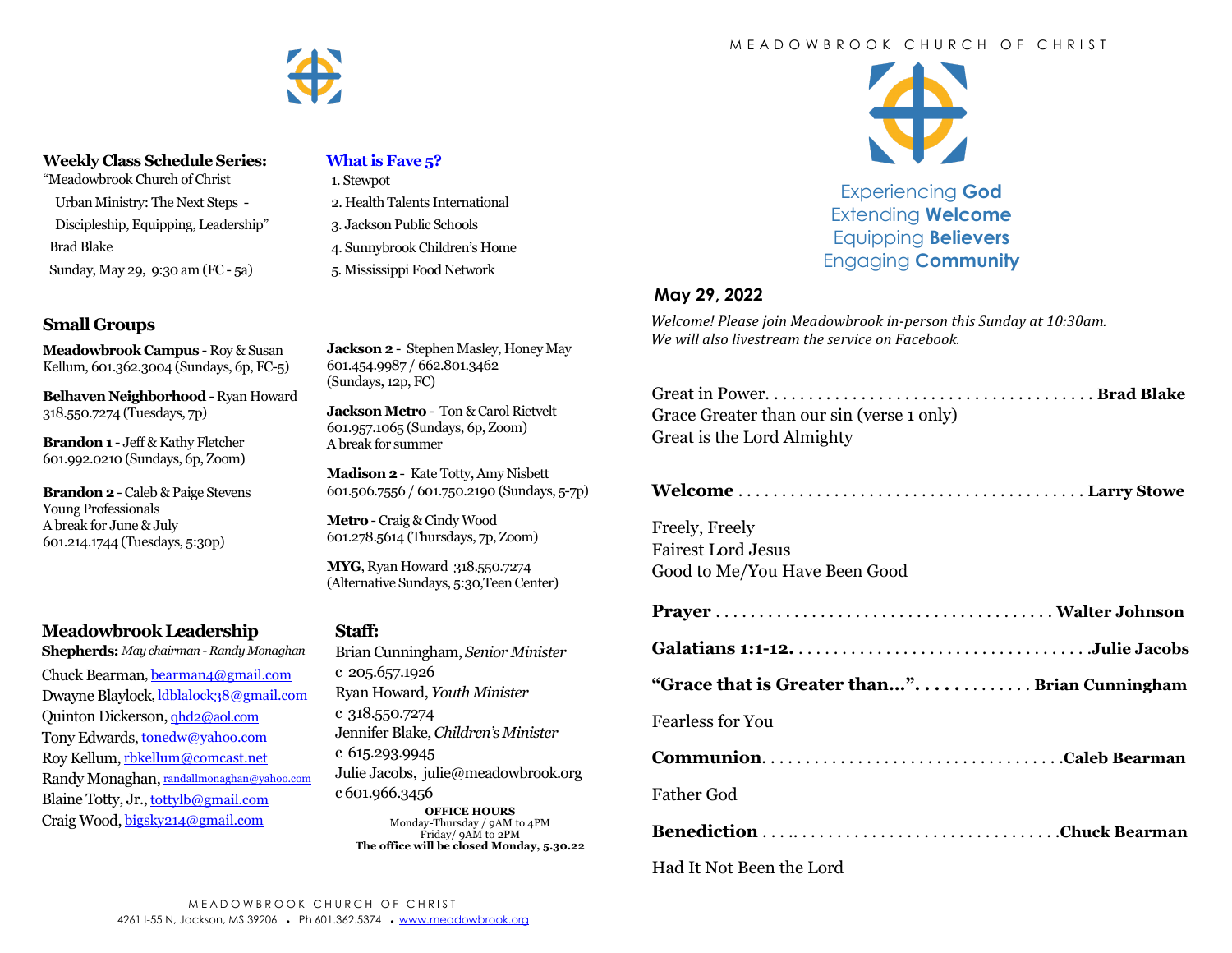**Weekly Class Schedule Series:**
"Meadowbrook Church of Christ
Urban Ministry: The Next Steps -
Discipleship, Equipping, Leadership"
Brad Blake
Sunday, May 29, 9:30 am (FC - 5a)

**What is Fave 5?**

1. Stewpot
2. Health Talents International
3. Jackson Public Schools
4. Sunnybrook Children's Home
5. Mississippi Food Network

## Small Groups

**Meadowbrook Campus** - Roy & Susan Kellum, 601.362.3004 (Sundays, 6p, FC-5)

**Belhaven Neighborhood** - Ryan Howard 318.550.7274 (Tuesdays, 7p)

**Brandon 1** - Jeff & Kathy Fletcher 601.992.0210 (Sundays, 6p, Zoom)

**Brandon 2** - Caleb & Paige Stevens
Young Professionals
A break for June & July
601.214.1744 (Tuesdays, 5:30p)

**Jackson 2** - Stephen Masley, Honey May 601.454.9987 / 662.801.3462 (Sundays, 12p, FC)

**Jackson Metro** - Ton & Carol Rietvelt 601.957.1065 (Sundays, 6p, Zoom)
A break for summer

**Madison 2** - Kate Totty, Amy Nisbett 601.506.7556 / 601.750.2190 (Sundays, 5-7p)

**Metro** - Craig & Cindy Wood 601.278.5614 (Thursdays, 7p, Zoom)

**MYG**, Ryan Howard 318.550.7274 (Alternative Sundays, 5:30,Teen Center)

## Meadowbrook Leadership

**Shepherds:** *May chairman - Randy Monaghan*

Chuck Bearman, bearman4@gmail.com
Dwayne Blaylock, ldblalock38@gmail.com
Quinton Dickerson, qhd2@aol.com
Tony Edwards, tonedw@yahoo.com
Roy Kellum, rbkellum@comcast.net
Randy Monaghan, randallmonaghan@yahoo.com
Blaine Totty, Jr., tottylb@gmail.com
Craig Wood, bigsky214@gmail.com

## Staff:

Brian Cunningham, *Senior Minister*
c 205.657.1926
Ryan Howard, *Youth Minister*
c 318.550.7274
Jennifer Blake, *Children's Minister*
c 615.293.9945
Julie Jacobs, julie@meadowbrook.org
c 601.966.3456

**OFFICE HOURS**
Monday-Thursday / 9AM to 4PM
Friday/ 9AM to 2PM
**The office will be closed Monday, 5.30.22**

MEADOWBROOK CHURCH OF CHRIST
4261 I-55 N, Jackson, MS 39206 • Ph 601.362.5374 • www.meadowbrook.org

MEADOWBROOK CHURCH OF CHRIST

Experiencing **God**
Extending **Welcome**
Equipping **Believers**
Engaging **Community**

### May 29, 2022

*Welcome! Please join Meadowbrook in-person this Sunday at 10:30am. We will also livestream the service on Facebook.*

Great in Power. . . . . . . . . . . . . . . . . . . . . . . . . . . . . . . . . . . . . . **Brad Blake**
Grace Greater than our sin (verse 1 only)
Great is the Lord Almighty

**Welcome** . . . . . . . . . . . . . . . . . . . . . . . . . . . . . . . . . . . . . . . **Larry Stowe**

Freely, Freely
Fairest Lord Jesus
Good to Me/You Have Been Good

**Prayer** . . . . . . . . . . . . . . . . . . . . . . . . . . . . . . . . . . . . . . **Walter Johnson**

**Galatians 1:1-12.** . . . . . . . . . . . . . . . . . . . . . . . . . . . . . . . . . **Julie Jacobs**

**"Grace that is Greater than…".** . . . . . . . . . . . . . **Brian Cunningham**

Fearless for You

**Communion**. . . . . . . . . . . . . . . . . . . . . . . . . . . . . . . . . . **Caleb Bearman**

Father God

**Benediction** . . . .. . . . . . . . . . . . . . . . . . . . . . . . . . . . . **Chuck Bearman**

Had It Not Been the Lord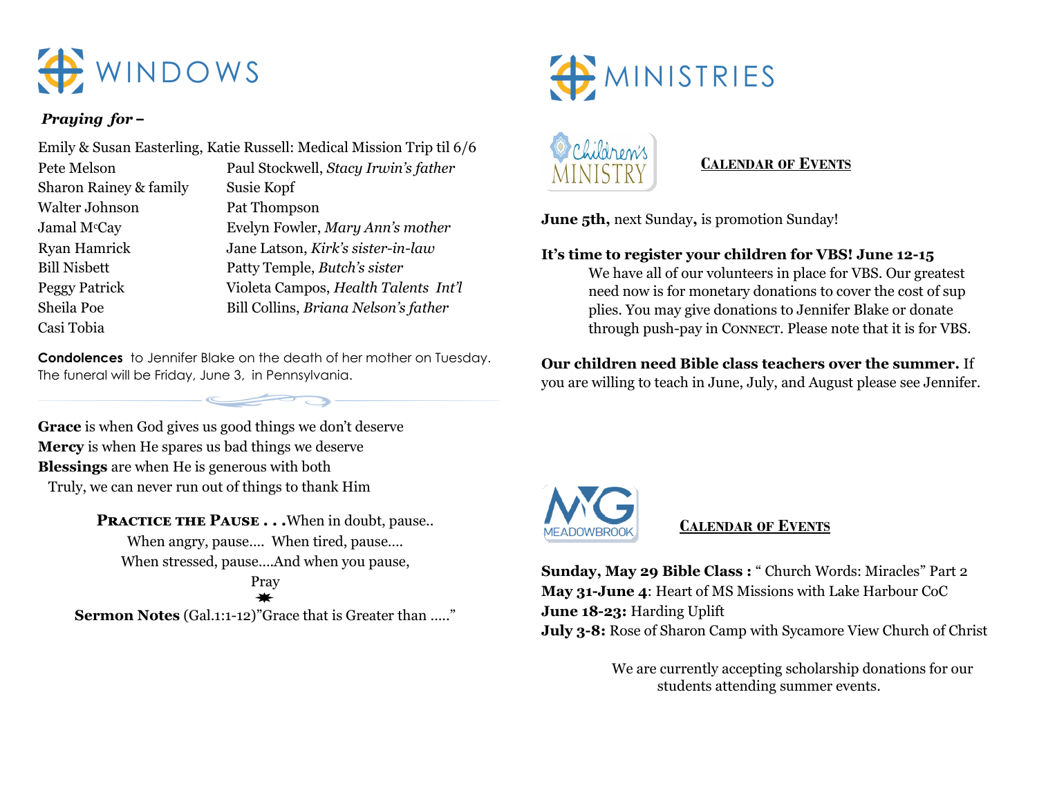# WINDOWS

***Praying for –***

Emily & Susan Easterling, Katie Russell: Medical Mission Trip til 6/6

| | |
|---|---|
| Pete Melson | Paul Stockwell, *Stacy Irwin's father* |
| Sharon Rainey & family | Susie Kopf |
| Walter Johnson | Pat Thompson |
| Jamal McCay | Evelyn Fowler, *Mary Ann's mother* |
| Ryan Hamrick | Jane Latson, *Kirk's sister-in-law* |
| Bill Nisbett | Patty Temple, *Butch's sister* |
| Peggy Patrick | Violeta Campos, *Health Talents Int'l* |
| Sheila Poe | Bill Collins, *Briana Nelson's father* |
| Casi Tobia | |

**Condolences** to Jennifer Blake on the death of her mother on Tuesday. The funeral will be Friday, June 3, in Pennsylvania.

**Grace** is when God gives us good things we don't deserve
**Mercy** is when He spares us bad things we deserve
**Blessings** are when He is generous with both
Truly, we can never run out of things to thank Him

**PRACTICE THE PAUSE . . .** When in doubt, pause..
When angry, pause.... When tired, pause....
When stressed, pause....And when you pause,
Pray

**Sermon Notes** (Gal.1:1-12)"Grace that is Greater than ....."

# MINISTRIES

## Children's Ministry

**CALENDAR OF EVENTS**

**June 5th,** next Sunday**,** is promotion Sunday!

**It's time to register your children for VBS! June 12-15**
We have all of our volunteers in place for VBS. Our greatest need now is for monetary donations to cover the cost of supplies. You may give donations to Jennifer Blake or donate through push-pay in CONNECT. Please note that it is for VBS.

**Our children need Bible class teachers over the summer.** If you are willing to teach in June, July, and August please see Jennifer.

## MYG Meadowbrook

**CALENDAR OF EVENTS**

**Sunday, May 29 Bible Class :** " Church Words: Miracles" Part 2
**May 31-June 4**: Heart of MS Missions with Lake Harbour CoC
**June 18-23:** Harding Uplift
**July 3-8:** Rose of Sharon Camp with Sycamore View Church of Christ

We are currently accepting scholarship donations for our students attending summer events.